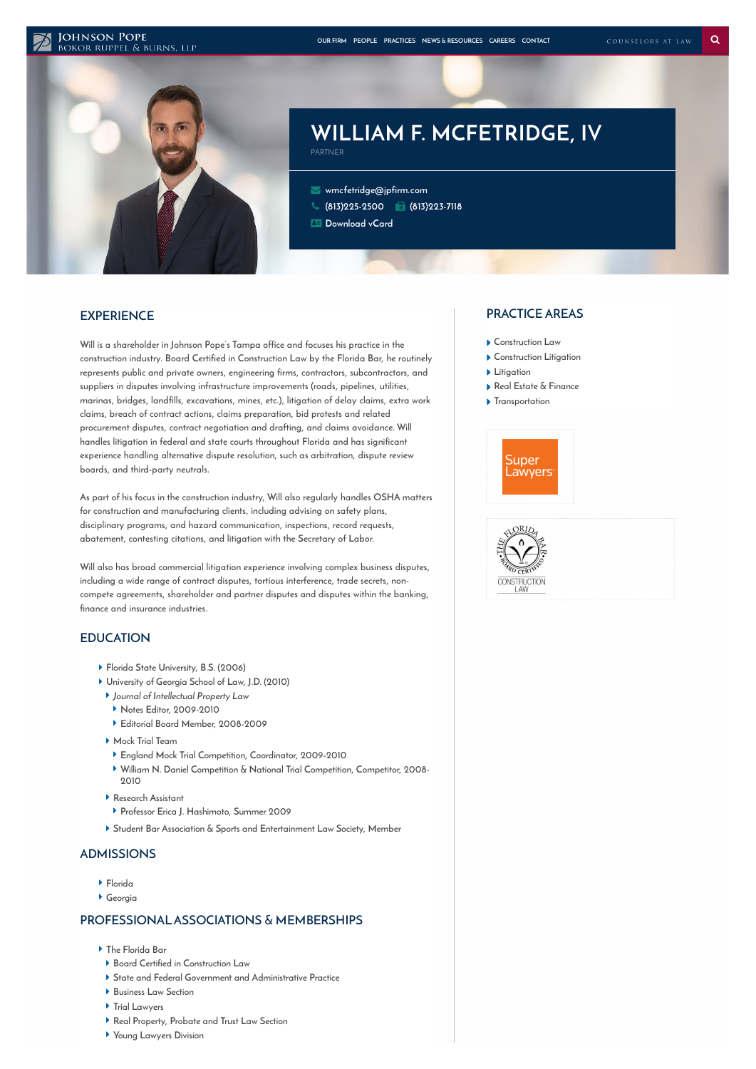Johnson Pope
Bokor Ruppel & Burns, LLP

OUR FIRM PEOPLE PRACTICES NEWS & RESOURCES CAREERS CONTACT

COUNSELORS AT LAW

# WILLIAM F. MCFETRIDGE, IV

PARTNER

wmcfetridge@jpfirm.com
(813)225-2500 (813)223-7118
Download vCard

## EXPERIENCE

Will is a shareholder in Johnson Pope's Tampa office and focuses his practice in the construction industry. Board Certified in Construction Law by the Florida Bar, he routinely represents public and private owners, engineering firms, contractors, subcontractors, and suppliers in disputes involving infrastructure improvements (roads, pipelines, utilities, marinas, bridges, landfills, excavations, mines, etc.), litigation of delay claims, extra work claims, breach of contract actions, claims preparation, bid protests and related procurement disputes, contract negotiation and drafting, and claims avoidance. Will handles litigation in federal and state courts throughout Florida and has significant experience handling alternative dispute resolution, such as arbitration, dispute review boards, and third-party neutrals.

As part of his focus in the construction industry, Will also regularly handles OSHA matters for construction and manufacturing clients, including advising on safety plans, disciplinary programs, and hazard communication, inspections, record requests, abatement, contesting citations, and litigation with the Secretary of Labor.

Will also has broad commercial litigation experience involving complex business disputes, including a wide range of contract disputes, tortious interference, trade secrets, non-compete agreements, shareholder and partner disputes and disputes within the banking, finance and insurance industries.

## EDUCATION

- Florida State University, B.S. (2006)
- University of Georgia School of Law, J.D. (2010)
  - *Journal of Intellectual Property Law*
    - Notes Editor, 2009-2010
    - Editorial Board Member, 2008-2009
  - Mock Trial Team
    - England Mock Trial Competition, Coordinator, 2009-2010
    - William N. Daniel Competition & National Trial Competition, Competitor, 2008-2010
  - Research Assistant
    - Professor Erica J. Hashimoto, Summer 2009
  - Student Bar Association & Sports and Entertainment Law Society, Member

## ADMISSIONS

- Florida
- Georgia

## PROFESSIONAL ASSOCIATIONS & MEMBERSHIPS

- The Florida Bar
  - Board Certified in Construction Law
  - State and Federal Government and Administrative Practice
  - Business Law Section
  - Trial Lawyers
  - Real Property, Probate and Trust Law Section
  - Young Lawyers Division

## PRACTICE AREAS

- Construction Law
- Construction Litigation
- Litigation
- Real Estate & Finance
- Transportation

Super Lawyers

The Florida Bar Board Certified Construction Law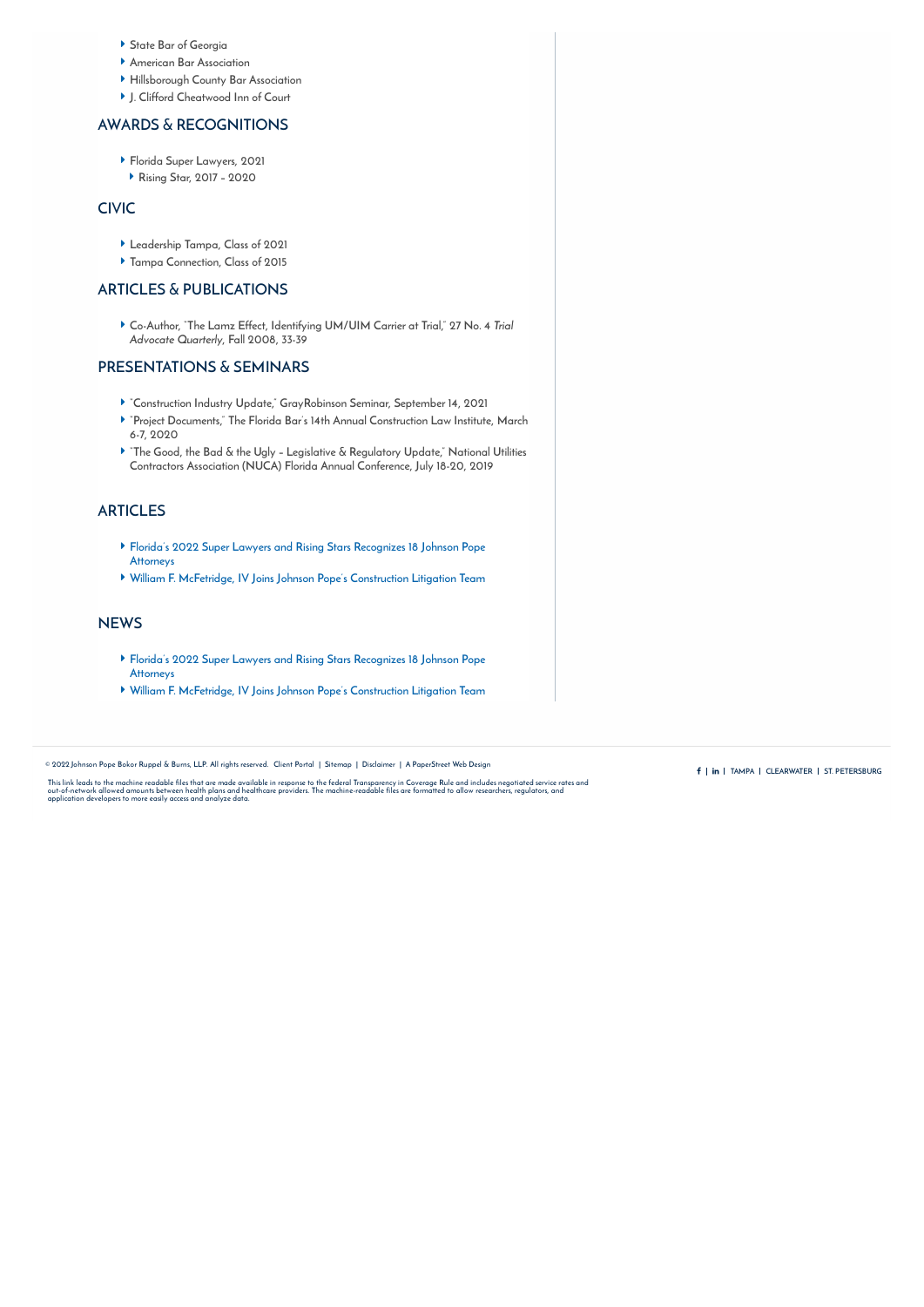- State Bar of Georgia
- American Bar Association
- Hillsborough County Bar Association
- J. Clifford Cheatwood Inn of Court

## AWARDS & RECOGNITIONS

- Florida Super Lawyers, 2021
  - Rising Star, 2017 – 2020

## CIVIC

- Leadership Tampa, Class of 2021
- Tampa Connection, Class of 2015

## ARTICLES & PUBLICATIONS

- Co-Author, "The Lamz Effect, Identifying UM/UIM Carrier at Trial," 27 No. 4 *Trial Advocate Quarterly*, Fall 2008, 33-39

## PRESENTATIONS & SEMINARS

- "Construction Industry Update," GrayRobinson Seminar, September 14, 2021
- "Project Documents," The Florida Bar's 14th Annual Construction Law Institute, March 6-7, 2020
- "The Good, the Bad & the Ugly – Legislative & Regulatory Update," National Utilities Contractors Association (NUCA) Florida Annual Conference, July 18-20, 2019

## ARTICLES

- Florida's 2022 Super Lawyers and Rising Stars Recognizes 18 Johnson Pope Attorneys
- William F. McFetridge, IV Joins Johnson Pope's Construction Litigation Team

## NEWS

- Florida's 2022 Super Lawyers and Rising Stars Recognizes 18 Johnson Pope Attorneys
- William F. McFetridge, IV Joins Johnson Pope's Construction Litigation Team

© 2022 Johnson Pope Bokor Ruppel & Burns, LLP. All rights reserved. Client Portal | Sitemap | Disclaimer | A PaperStreet Web Design

This link leads to the machine readable files that are made available in response to the federal Transparency in Coverage Rule and includes negotiated service rates and out-of-network allowed amounts between health plans and healthcare providers. The machine-readable files are formatted to allow researchers, regulators, and application developers to more easily access and analyze data.

f | in | TAMPA | CLEARWATER | ST. PETERSBURG